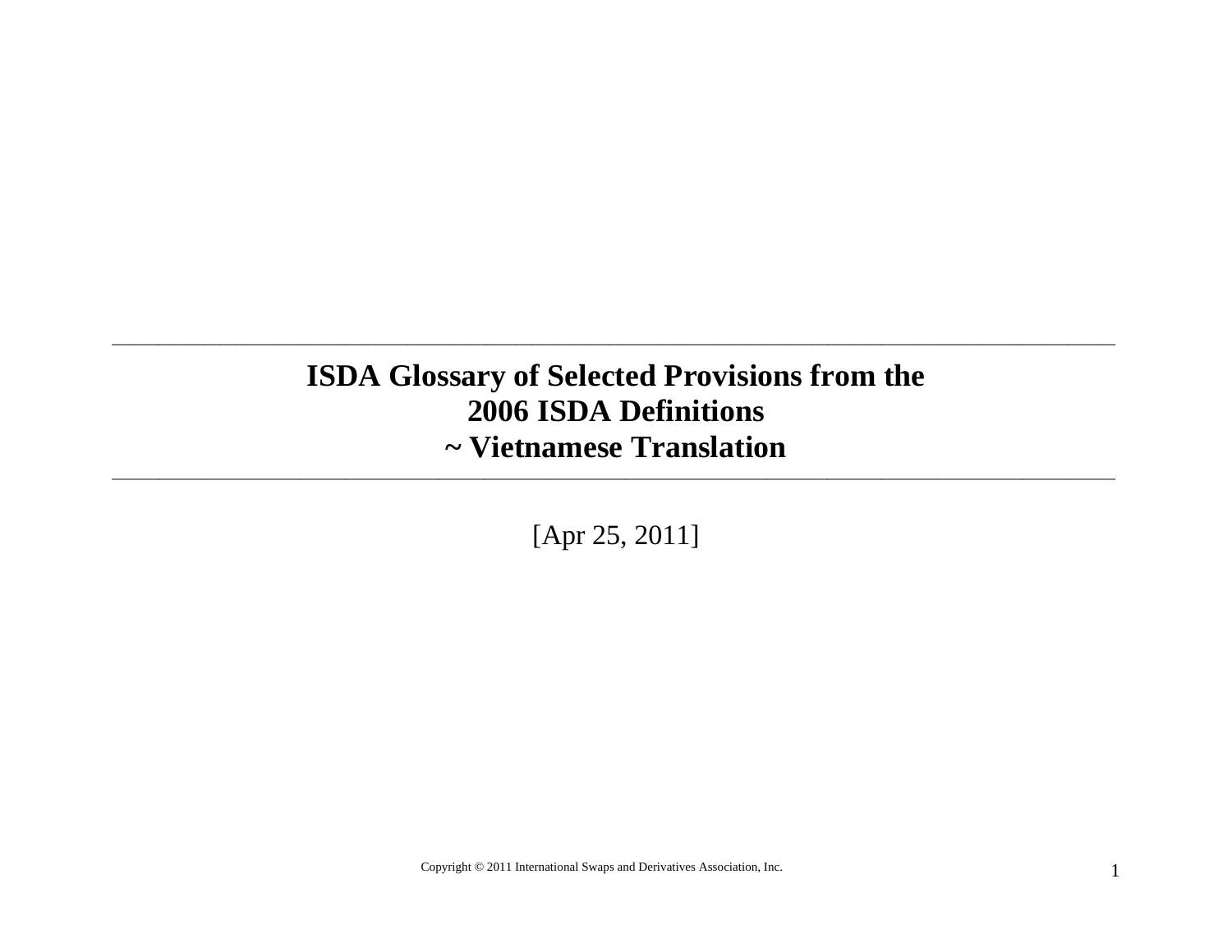# ISDA Glossary of Selected Provisions from the 2006 ISDA Definitions ~ Vietnamese Translation

[Apr 25, 2011]

Copyright © 2011 International Swaps and Derivatives Association, Inc.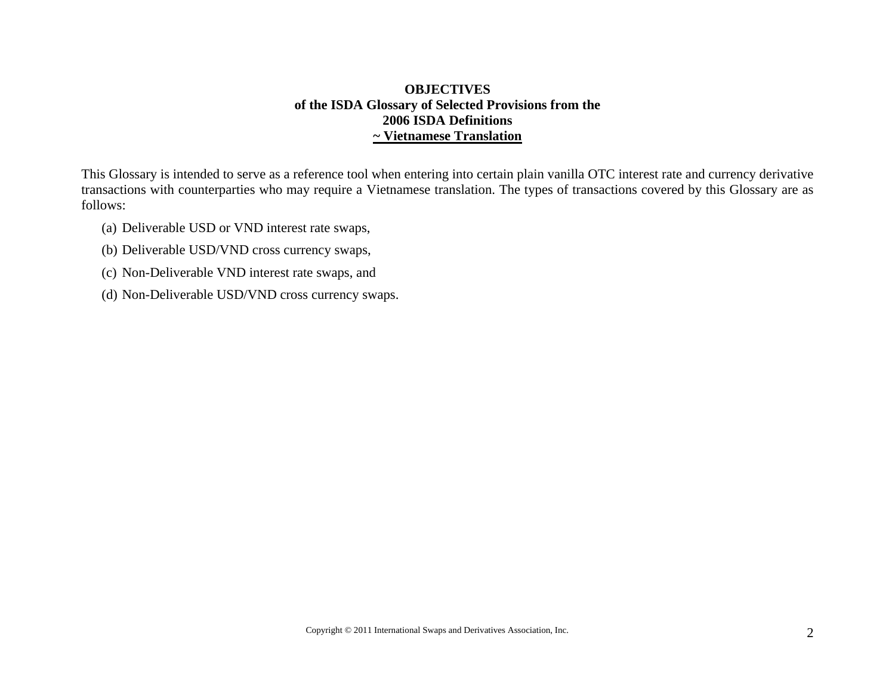**OBJECTIVES**
**of the ISDA Glossary of Selected Provisions from the**
**2006 ISDA Definitions**
**~ Vietnamese Translation**

This Glossary is intended to serve as a reference tool when entering into certain plain vanilla OTC interest rate and currency derivative transactions with counterparties who may require a Vietnamese translation. The types of transactions covered by this Glossary are as follows:

(a) Deliverable USD or VND interest rate swaps,

(b) Deliverable USD/VND cross currency swaps,

(c) Non-Deliverable VND interest rate swaps, and

(d) Non-Deliverable USD/VND cross currency swaps.

Copyright © 2011 International Swaps and Derivatives Association, Inc.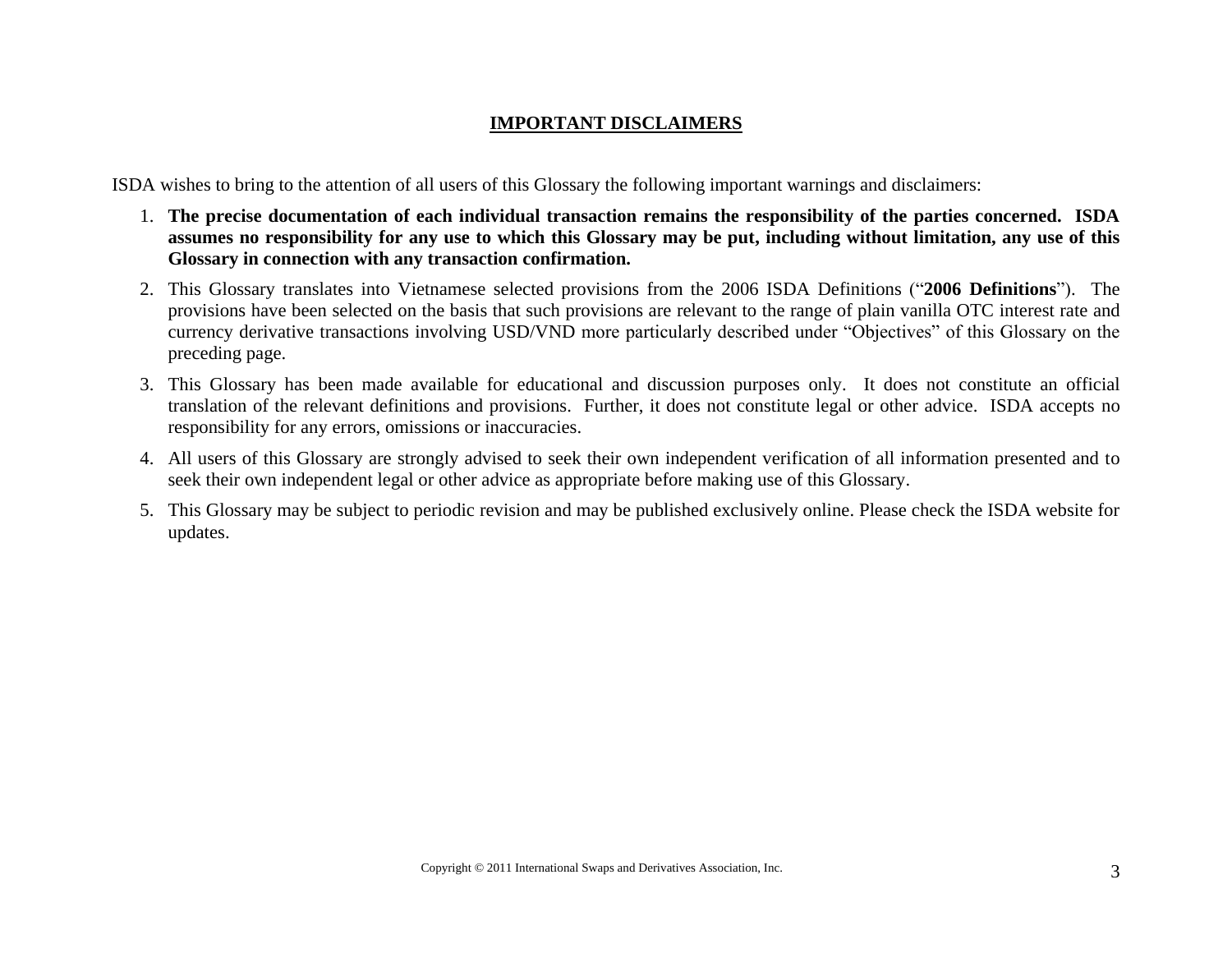## IMPORTANT DISCLAIMERS

ISDA wishes to bring to the attention of all users of this Glossary the following important warnings and disclaimers:

1. **The precise documentation of each individual transaction remains the responsibility of the parties concerned. ISDA assumes no responsibility for any use to which this Glossary may be put, including without limitation, any use of this Glossary in connection with any transaction confirmation.**
2. This Glossary translates into Vietnamese selected provisions from the 2006 ISDA Definitions ("**2006 Definitions**"). The provisions have been selected on the basis that such provisions are relevant to the range of plain vanilla OTC interest rate and currency derivative transactions involving USD/VND more particularly described under "Objectives" of this Glossary on the preceding page.
3. This Glossary has been made available for educational and discussion purposes only. It does not constitute an official translation of the relevant definitions and provisions. Further, it does not constitute legal or other advice. ISDA accepts no responsibility for any errors, omissions or inaccuracies.
4. All users of this Glossary are strongly advised to seek their own independent verification of all information presented and to seek their own independent legal or other advice as appropriate before making use of this Glossary.
5. This Glossary may be subject to periodic revision and may be published exclusively online. Please check the ISDA website for updates.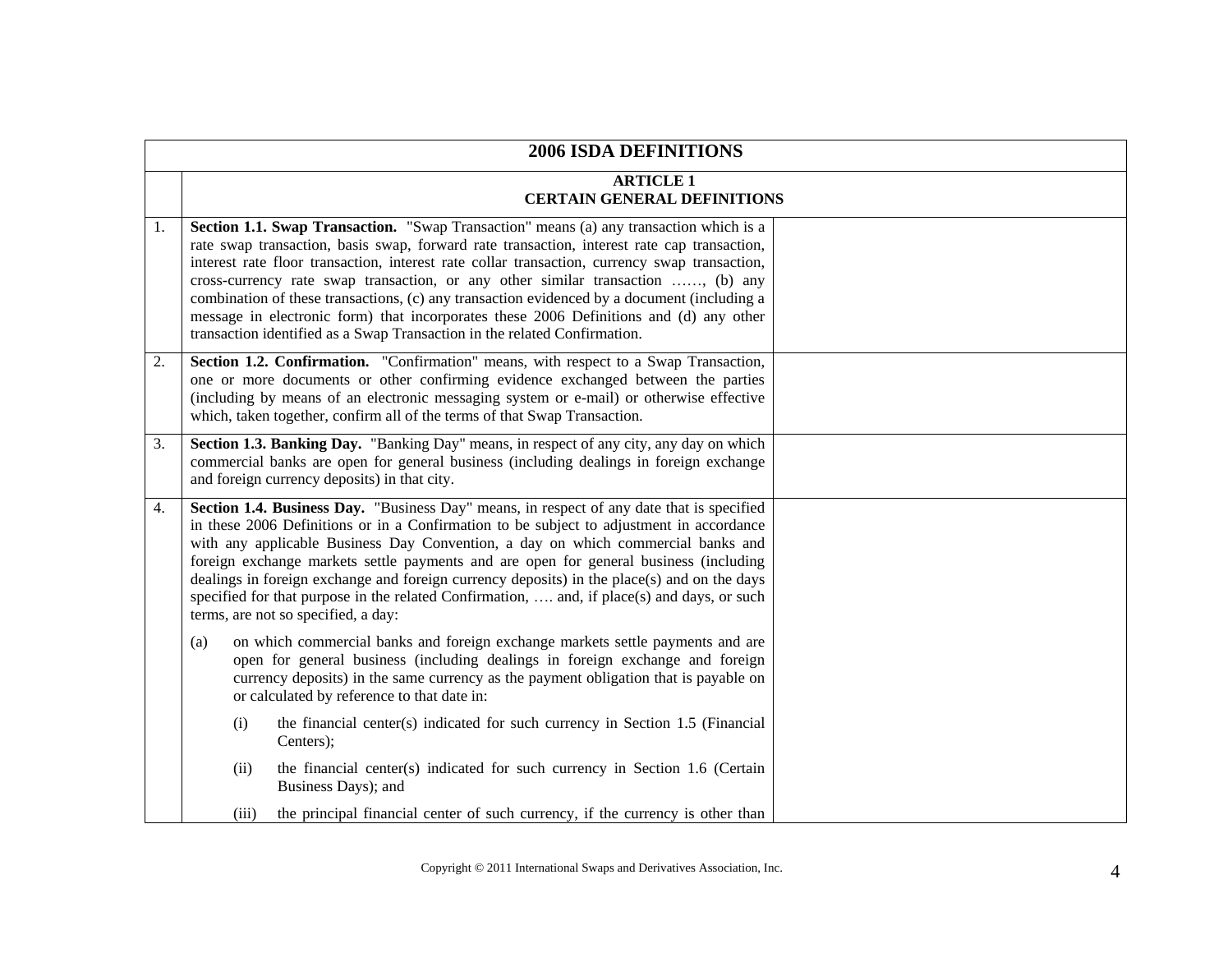| | **2006 ISDA DEFINITIONS** | |
|---|---|---|
| | **ARTICLE 1**<br>**CERTAIN GENERAL DEFINITIONS** | |
| 1. | **Section 1.1. Swap Transaction.** "Swap Transaction" means (a) any transaction which is a rate swap transaction, basis swap, forward rate transaction, interest rate cap transaction, interest rate floor transaction, interest rate collar transaction, currency swap transaction, cross-currency rate swap transaction, or any other similar transaction ……, (b) any combination of these transactions, (c) any transaction evidenced by a document (including a message in electronic form) that incorporates these 2006 Definitions and (d) any other transaction identified as a Swap Transaction in the related Confirmation. | |
| 2. | **Section 1.2. Confirmation.** "Confirmation" means, with respect to a Swap Transaction, one or more documents or other confirming evidence exchanged between the parties (including by means of an electronic messaging system or e-mail) or otherwise effective which, taken together, confirm all of the terms of that Swap Transaction. | |
| 3. | **Section 1.3. Banking Day.** "Banking Day" means, in respect of any city, any day on which commercial banks are open for general business (including dealings in foreign exchange and foreign currency deposits) in that city. | |
| 4. | **Section 1.4. Business Day.** "Business Day" means, in respect of any date that is specified in these 2006 Definitions or in a Confirmation to be subject to adjustment in accordance with any applicable Business Day Convention, a day on which commercial banks and foreign exchange markets settle payments and are open for general business (including dealings in foreign exchange and foreign currency deposits) in the place(s) and on the days specified for that purpose in the related Confirmation, …. and, if place(s) and days, or such terms, are not so specified, a day:<br><br>(a) on which commercial banks and foreign exchange markets settle payments and are open for general business (including dealings in foreign exchange and foreign currency deposits) in the same currency as the payment obligation that is payable on or calculated by reference to that date in:<br><br>(i) the financial center(s) indicated for such currency in Section 1.5 (Financial Centers);<br><br>(ii) the financial center(s) indicated for such currency in Section 1.6 (Certain Business Days); and<br><br>(iii) the principal financial center of such currency, if the currency is other than | |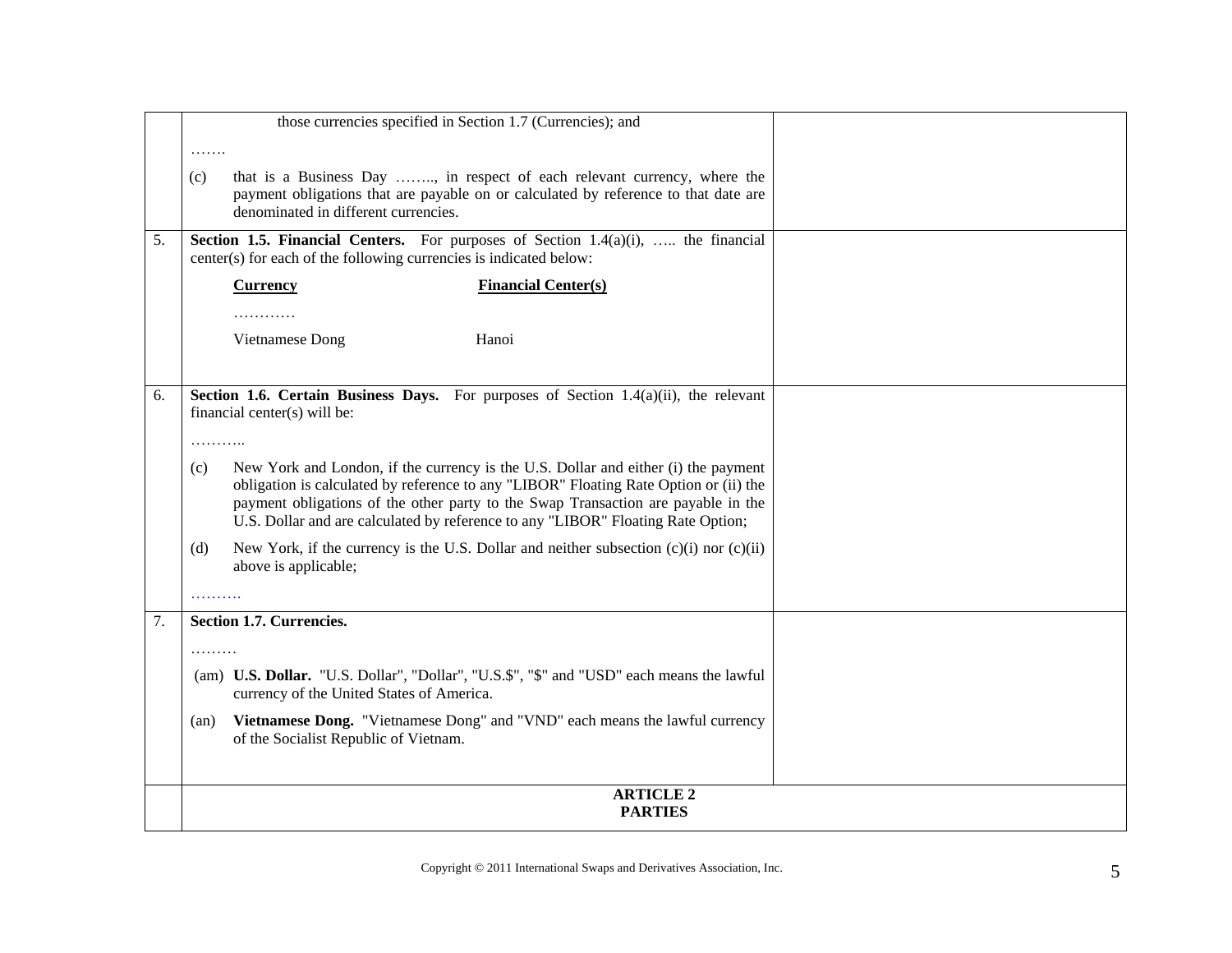| | | |
|---|---|---|
| | those currencies specified in Section 1.7 (Currencies); and<br><br>…….<br><br>(c) that is a Business Day …….., in respect of each relevant currency, where the payment obligations that are payable on or calculated by reference to that date are denominated in different currencies. | |
| 5. | **Section 1.5. Financial Centers.** For purposes of Section 1.4(a)(i), ….. the financial center(s) for each of the following currencies is indicated below:<br><br>**Currency** — **Financial Center(s)**<br><br>…………<br><br>Vietnamese Dong — Hanoi | |
| 6. | **Section 1.6. Certain Business Days.** For purposes of Section 1.4(a)(ii), the relevant financial center(s) will be:<br><br>………..<br><br>(c) New York and London, if the currency is the U.S. Dollar and either (i) the payment obligation is calculated by reference to any "LIBOR" Floating Rate Option or (ii) the payment obligations of the other party to the Swap Transaction are payable in the U.S. Dollar and are calculated by reference to any "LIBOR" Floating Rate Option;<br><br>(d) New York, if the currency is the U.S. Dollar and neither subsection (c)(i) nor (c)(ii) above is applicable;<br><br>………. | |
| 7. | **Section 1.7. Currencies.**<br><br>………<br><br>(am) **U.S. Dollar.** "U.S. Dollar", "Dollar", "U.S.$", "$" and "USD" each means the lawful currency of the United States of America.<br><br>(an) **Vietnamese Dong.** "Vietnamese Dong" and "VND" each means the lawful currency of the Socialist Republic of Vietnam. | |
| | **ARTICLE 2**<br>**PARTIES** | |

Copyright © 2011 International Swaps and Derivatives Association, Inc.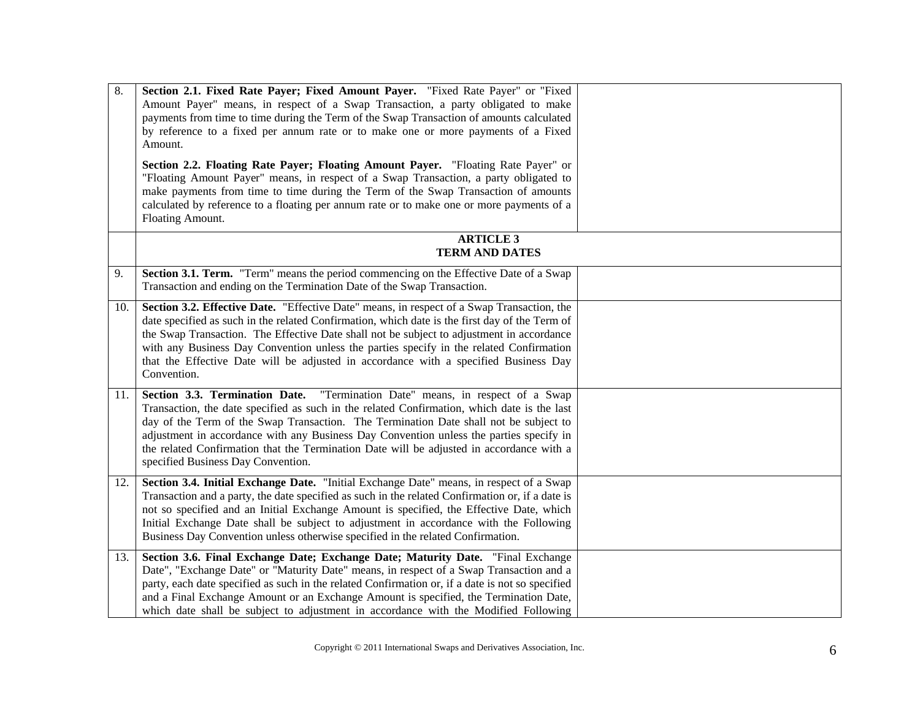| | | |
|---|---|---|
| 8. | **Section 2.1. Fixed Rate Payer; Fixed Amount Payer.** "Fixed Rate Payer" or "Fixed Amount Payer" means, in respect of a Swap Transaction, a party obligated to make payments from time to time during the Term of the Swap Transaction of amounts calculated by reference to a fixed per annum rate or to make one or more payments of a Fixed Amount.<br><br>**Section 2.2. Floating Rate Payer; Floating Amount Payer.** "Floating Rate Payer" or "Floating Amount Payer" means, in respect of a Swap Transaction, a party obligated to make payments from time to time during the Term of the Swap Transaction of amounts calculated by reference to a floating per annum rate or to make one or more payments of a Floating Amount. | |
| | **ARTICLE 3<br>TERM AND DATES** | |
| 9. | **Section 3.1. Term.** "Term" means the period commencing on the Effective Date of a Swap Transaction and ending on the Termination Date of the Swap Transaction. | |
| 10. | **Section 3.2. Effective Date.** "Effective Date" means, in respect of a Swap Transaction, the date specified as such in the related Confirmation, which date is the first day of the Term of the Swap Transaction. The Effective Date shall not be subject to adjustment in accordance with any Business Day Convention unless the parties specify in the related Confirmation that the Effective Date will be adjusted in accordance with a specified Business Day Convention. | |
| 11. | **Section 3.3. Termination Date.** "Termination Date" means, in respect of a Swap Transaction, the date specified as such in the related Confirmation, which date is the last day of the Term of the Swap Transaction. The Termination Date shall not be subject to adjustment in accordance with any Business Day Convention unless the parties specify in the related Confirmation that the Termination Date will be adjusted in accordance with a specified Business Day Convention. | |
| 12. | **Section 3.4. Initial Exchange Date.** "Initial Exchange Date" means, in respect of a Swap Transaction and a party, the date specified as such in the related Confirmation or, if a date is not so specified and an Initial Exchange Amount is specified, the Effective Date, which Initial Exchange Date shall be subject to adjustment in accordance with the Following Business Day Convention unless otherwise specified in the related Confirmation. | |
| 13. | **Section 3.6. Final Exchange Date; Exchange Date; Maturity Date.** "Final Exchange Date", "Exchange Date" or "Maturity Date" means, in respect of a Swap Transaction and a party, each date specified as such in the related Confirmation or, if a date is not so specified and a Final Exchange Amount or an Exchange Amount is specified, the Termination Date, which date shall be subject to adjustment in accordance with the Modified Following | |

Copyright © 2011 International Swaps and Derivatives Association, Inc.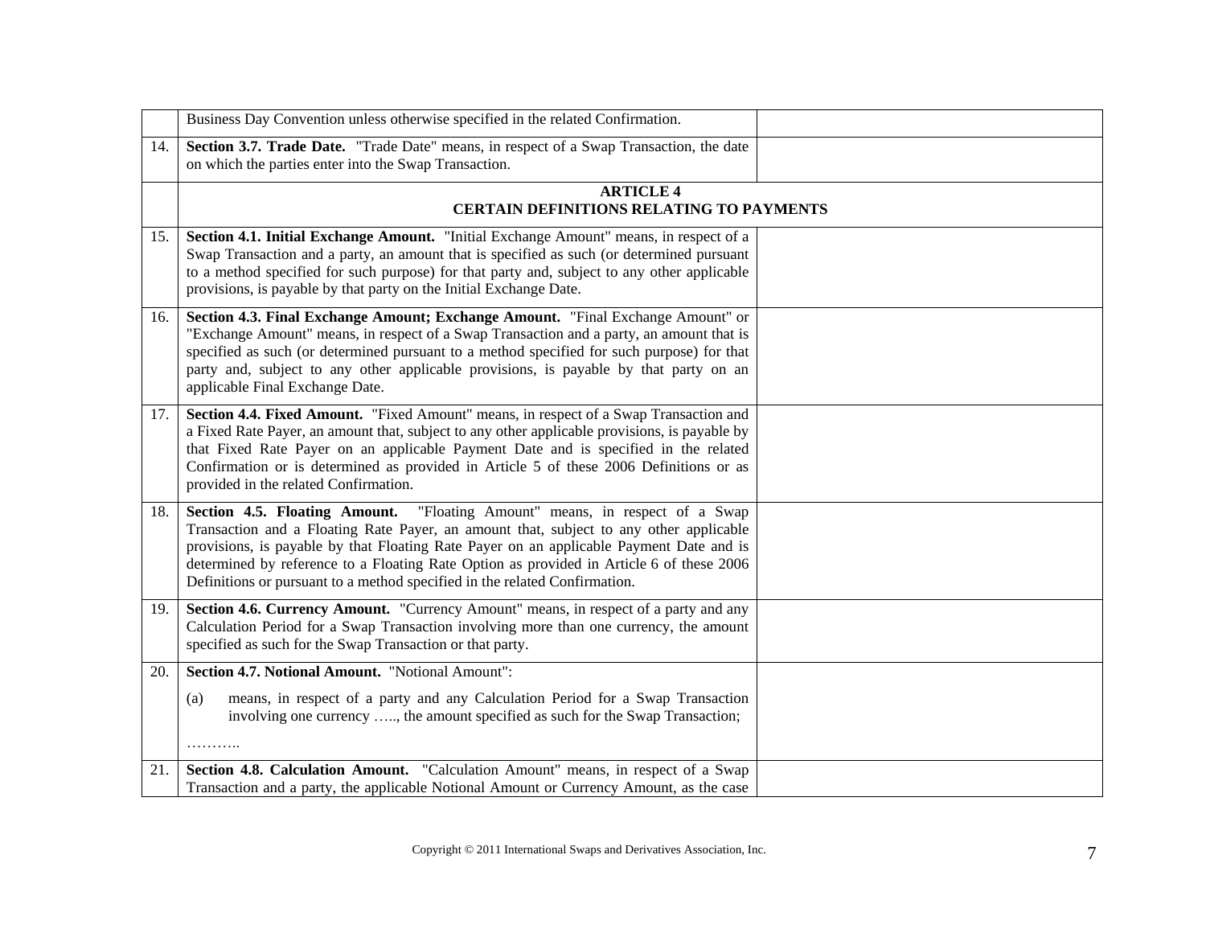| | | |
|---|---|---|
| | Business Day Convention unless otherwise specified in the related Confirmation. | |
| 14. | **Section 3.7. Trade Date.** "Trade Date" means, in respect of a Swap Transaction, the date on which the parties enter into the Swap Transaction. | |
| | **ARTICLE 4**<br>**CERTAIN DEFINITIONS RELATING TO PAYMENTS** | |
| 15. | **Section 4.1. Initial Exchange Amount.** "Initial Exchange Amount" means, in respect of a Swap Transaction and a party, an amount that is specified as such (or determined pursuant to a method specified for such purpose) for that party and, subject to any other applicable provisions, is payable by that party on the Initial Exchange Date. | |
| 16. | **Section 4.3. Final Exchange Amount; Exchange Amount.** "Final Exchange Amount" or "Exchange Amount" means, in respect of a Swap Transaction and a party, an amount that is specified as such (or determined pursuant to a method specified for such purpose) for that party and, subject to any other applicable provisions, is payable by that party on an applicable Final Exchange Date. | |
| 17. | **Section 4.4. Fixed Amount.** "Fixed Amount" means, in respect of a Swap Transaction and a Fixed Rate Payer, an amount that, subject to any other applicable provisions, is payable by that Fixed Rate Payer on an applicable Payment Date and is specified in the related Confirmation or is determined as provided in Article 5 of these 2006 Definitions or as provided in the related Confirmation. | |
| 18. | **Section 4.5. Floating Amount.** "Floating Amount" means, in respect of a Swap Transaction and a Floating Rate Payer, an amount that, subject to any other applicable provisions, is payable by that Floating Rate Payer on an applicable Payment Date and is determined by reference to a Floating Rate Option as provided in Article 6 of these 2006 Definitions or pursuant to a method specified in the related Confirmation. | |
| 19. | **Section 4.6. Currency Amount.** "Currency Amount" means, in respect of a party and any Calculation Period for a Swap Transaction involving more than one currency, the amount specified as such for the Swap Transaction or that party. | |
| 20. | **Section 4.7. Notional Amount.** "Notional Amount":<br><br>(a) means, in respect of a party and any Calculation Period for a Swap Transaction involving one currency ….., the amount specified as such for the Swap Transaction;<br><br>……….. | |
| 21. | **Section 4.8. Calculation Amount.** "Calculation Amount" means, in respect of a Swap Transaction and a party, the applicable Notional Amount or Currency Amount, as the case | |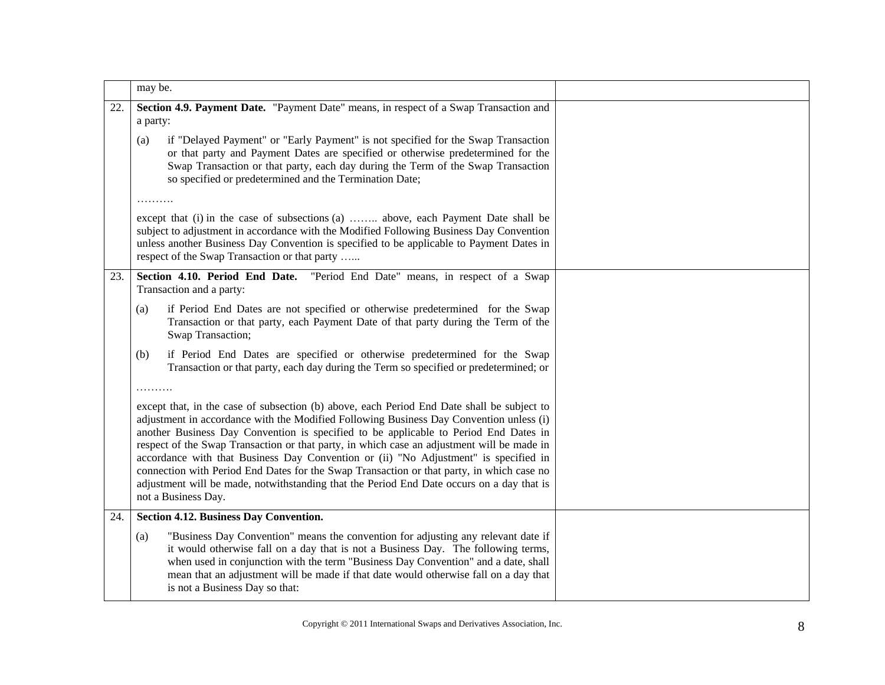| | | |
|---|---|---|
| | may be. | |
| 22. | **Section 4.9. Payment Date.** "Payment Date" means, in respect of a Swap Transaction and a party:<br><br>(a) if "Delayed Payment" or "Early Payment" is not specified for the Swap Transaction or that party and Payment Dates are specified or otherwise predetermined for the Swap Transaction or that party, each day during the Term of the Swap Transaction so specified or predetermined and the Termination Date;<br><br>……….<br><br>except that (i) in the case of subsections (a) …….. above, each Payment Date shall be subject to adjustment in accordance with the Modified Following Business Day Convention unless another Business Day Convention is specified to be applicable to Payment Dates in respect of the Swap Transaction or that party …... | |
| 23. | **Section 4.10. Period End Date.** "Period End Date" means, in respect of a Swap Transaction and a party:<br><br>(a) if Period End Dates are not specified or otherwise predetermined for the Swap Transaction or that party, each Payment Date of that party during the Term of the Swap Transaction;<br><br>(b) if Period End Dates are specified or otherwise predetermined for the Swap Transaction or that party, each day during the Term so specified or predetermined; or<br><br>……….<br><br>except that, in the case of subsection (b) above, each Period End Date shall be subject to adjustment in accordance with the Modified Following Business Day Convention unless (i) another Business Day Convention is specified to be applicable to Period End Dates in respect of the Swap Transaction or that party, in which case an adjustment will be made in accordance with that Business Day Convention or (ii) "No Adjustment" is specified in connection with Period End Dates for the Swap Transaction or that party, in which case no adjustment will be made, notwithstanding that the Period End Date occurs on a day that is not a Business Day. | |
| 24. | **Section 4.12. Business Day Convention.**<br><br>(a) "Business Day Convention" means the convention for adjusting any relevant date if it would otherwise fall on a day that is not a Business Day. The following terms, when used in conjunction with the term "Business Day Convention" and a date, shall mean that an adjustment will be made if that date would otherwise fall on a day that is not a Business Day so that: | |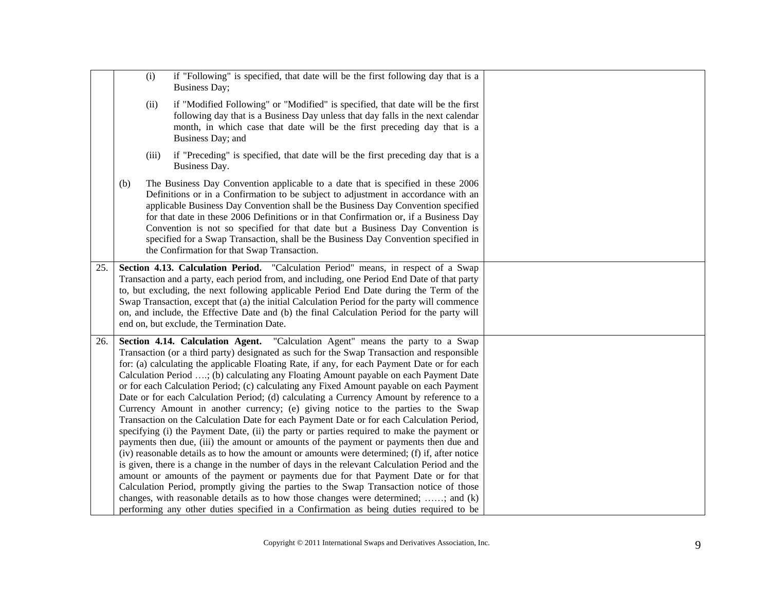| | | |
|---|---|---|
| | (i) if "Following" is specified, that date will be the first following day that is a Business Day;<br><br>(ii) if "Modified Following" or "Modified" is specified, that date will be the first following day that is a Business Day unless that day falls in the next calendar month, in which case that date will be the first preceding day that is a Business Day; and<br><br>(iii) if "Preceding" is specified, that date will be the first preceding day that is a Business Day.<br><br>(b) The Business Day Convention applicable to a date that is specified in these 2006 Definitions or in a Confirmation to be subject to adjustment in accordance with an applicable Business Day Convention shall be the Business Day Convention specified for that date in these 2006 Definitions or in that Confirmation or, if a Business Day Convention is not so specified for that date but a Business Day Convention is specified for a Swap Transaction, shall be the Business Day Convention specified in the Confirmation for that Swap Transaction. | |
| 25. | **Section 4.13. Calculation Period.** "Calculation Period" means, in respect of a Swap Transaction and a party, each period from, and including, one Period End Date of that party to, but excluding, the next following applicable Period End Date during the Term of the Swap Transaction, except that (a) the initial Calculation Period for the party will commence on, and include, the Effective Date and (b) the final Calculation Period for the party will end on, but exclude, the Termination Date. | |
| 26. | **Section 4.14. Calculation Agent.** "Calculation Agent" means the party to a Swap Transaction (or a third party) designated as such for the Swap Transaction and responsible for: (a) calculating the applicable Floating Rate, if any, for each Payment Date or for each Calculation Period ….; (b) calculating any Floating Amount payable on each Payment Date or for each Calculation Period; (c) calculating any Fixed Amount payable on each Payment Date or for each Calculation Period; (d) calculating a Currency Amount by reference to a Currency Amount in another currency; (e) giving notice to the parties to the Swap Transaction on the Calculation Date for each Payment Date or for each Calculation Period, specifying (i) the Payment Date, (ii) the party or parties required to make the payment or payments then due, (iii) the amount or amounts of the payment or payments then due and (iv) reasonable details as to how the amount or amounts were determined; (f) if, after notice is given, there is a change in the number of days in the relevant Calculation Period and the amount or amounts of the payment or payments due for that Payment Date or for that Calculation Period, promptly giving the parties to the Swap Transaction notice of those changes, with reasonable details as to how those changes were determined; ……; and (k) performing any other duties specified in a Confirmation as being duties required to be | |

Copyright © 2011 International Swaps and Derivatives Association, Inc.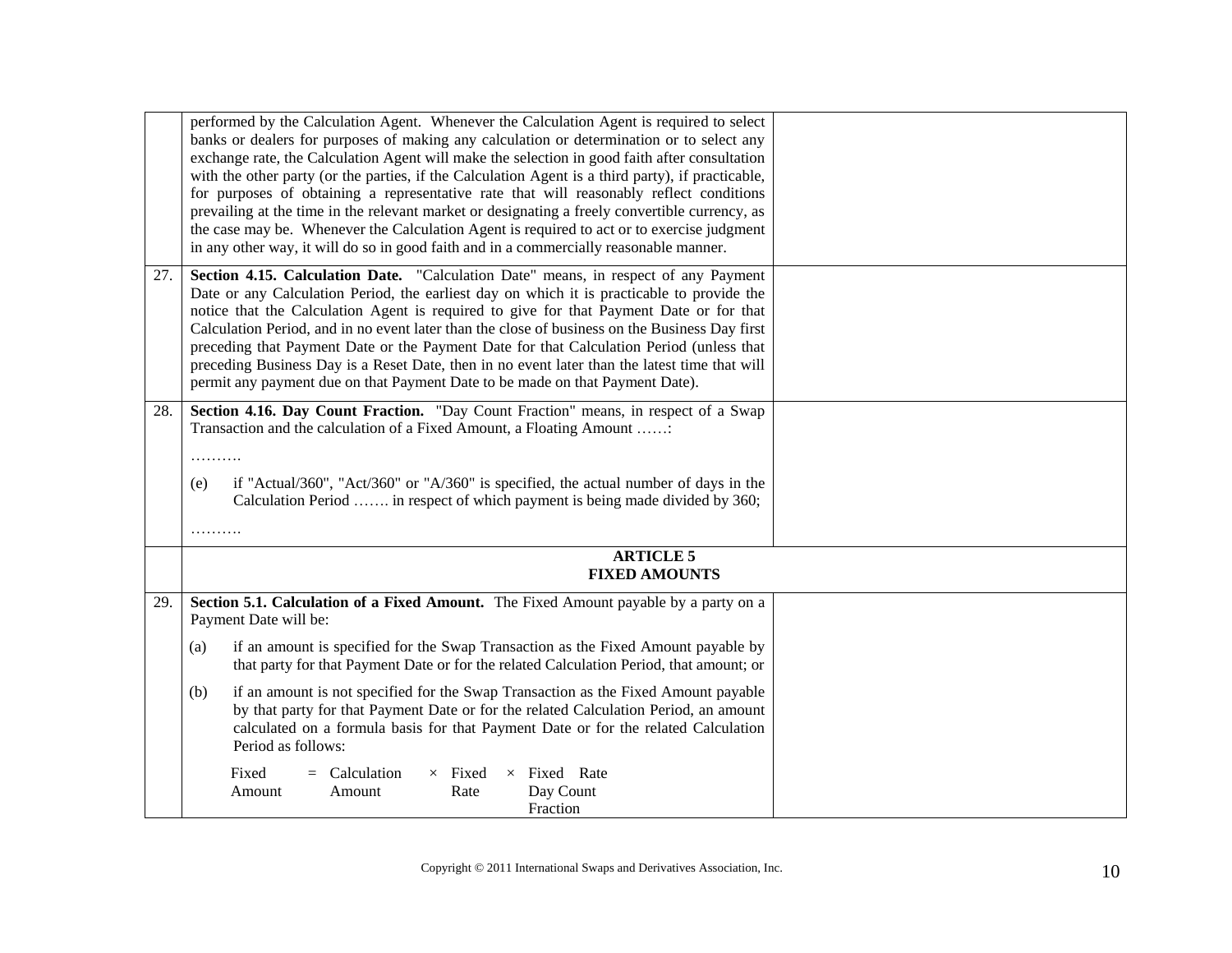| | | |
|---|---|---|
| | performed by the Calculation Agent. Whenever the Calculation Agent is required to select banks or dealers for purposes of making any calculation or determination or to select any exchange rate, the Calculation Agent will make the selection in good faith after consultation with the other party (or the parties, if the Calculation Agent is a third party), if practicable, for purposes of obtaining a representative rate that will reasonably reflect conditions prevailing at the time in the relevant market or designating a freely convertible currency, as the case may be. Whenever the Calculation Agent is required to act or to exercise judgment in any other way, it will do so in good faith and in a commercially reasonable manner. | |
| 27. | **Section 4.15. Calculation Date.** "Calculation Date" means, in respect of any Payment Date or any Calculation Period, the earliest day on which it is practicable to provide the notice that the Calculation Agent is required to give for that Payment Date or for that Calculation Period, and in no event later than the close of business on the Business Day first preceding that Payment Date or the Payment Date for that Calculation Period (unless that preceding Business Day is a Reset Date, then in no event later than the latest time that will permit any payment due on that Payment Date to be made on that Payment Date). | |
| 28. | **Section 4.16. Day Count Fraction.** "Day Count Fraction" means, in respect of a Swap Transaction and the calculation of a Fixed Amount, a Floating Amount ……:<br><br>……….<br><br>(e) if "Actual/360", "Act/360" or "A/360" is specified, the actual number of days in the Calculation Period ……. in respect of which payment is being made divided by 360;<br><br>………. | |
| | **ARTICLE 5**<br>**FIXED AMOUNTS** | |
| 29. | **Section 5.1. Calculation of a Fixed Amount.** The Fixed Amount payable by a party on a Payment Date will be:<br><br>(a) if an amount is specified for the Swap Transaction as the Fixed Amount payable by that party for that Payment Date or for the related Calculation Period, that amount; or<br><br>(b) if an amount is not specified for the Swap Transaction as the Fixed Amount payable by that party for that Payment Date or for the related Calculation Period, an amount calculated on a formula basis for that Payment Date or for the related Calculation Period as follows:<br><br>$\text{Fixed Amount} = \text{Calculation Amount} \times \text{Fixed Rate} \times \text{Fixed Rate Day Count Fraction}$ | |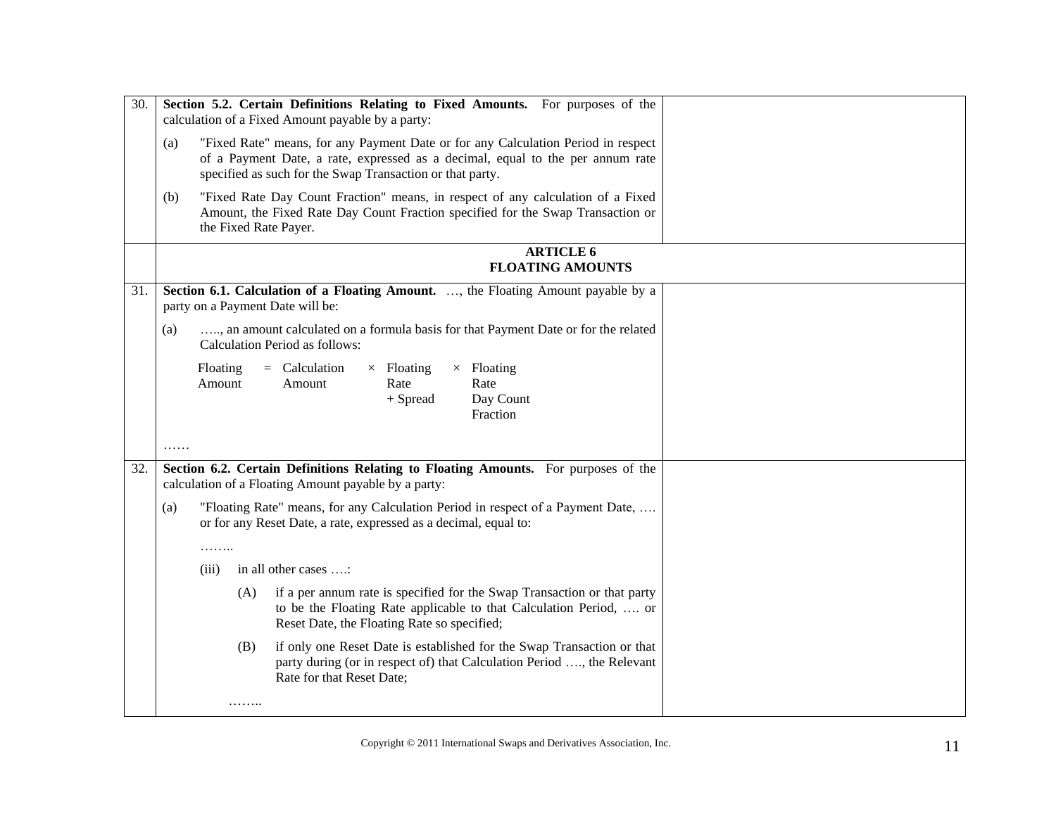| | | |
|---|---|---|
| 30. | **Section 5.2. Certain Definitions Relating to Fixed Amounts.** For purposes of the calculation of a Fixed Amount payable by a party:<br><br>(a) "Fixed Rate" means, for any Payment Date or for any Calculation Period in respect of a Payment Date, a rate, expressed as a decimal, equal to the per annum rate specified as such for the Swap Transaction or that party.<br><br>(b) "Fixed Rate Day Count Fraction" means, in respect of any calculation of a Fixed Amount, the Fixed Rate Day Count Fraction specified for the Swap Transaction or the Fixed Rate Payer. | |
| | **ARTICLE 6**<br>**FLOATING AMOUNTS** | |
| 31. | **Section 6.1. Calculation of a Floating Amount.** …, the Floating Amount payable by a party on a Payment Date will be:<br><br>(a) ….., an amount calculated on a formula basis for that Payment Date or for the related Calculation Period as follows:<br><br>Floating Amount = Calculation Amount × Floating Rate + Spread × Floating Rate Day Count Fraction<br><br>…… | |
| 32. | **Section 6.2. Certain Definitions Relating to Floating Amounts.** For purposes of the calculation of a Floating Amount payable by a party:<br><br>(a) "Floating Rate" means, for any Calculation Period in respect of a Payment Date, …. or for any Reset Date, a rate, expressed as a decimal, equal to:<br><br>……..<br><br>(iii) in all other cases ….:<br><br>(A) if a per annum rate is specified for the Swap Transaction or that party to be the Floating Rate applicable to that Calculation Period, …. or Reset Date, the Floating Rate so specified;<br><br>(B) if only one Reset Date is established for the Swap Transaction or that party during (or in respect of) that Calculation Period …., the Relevant Rate for that Reset Date;<br><br>…….. | |

Copyright © 2011 International Swaps and Derivatives Association, Inc.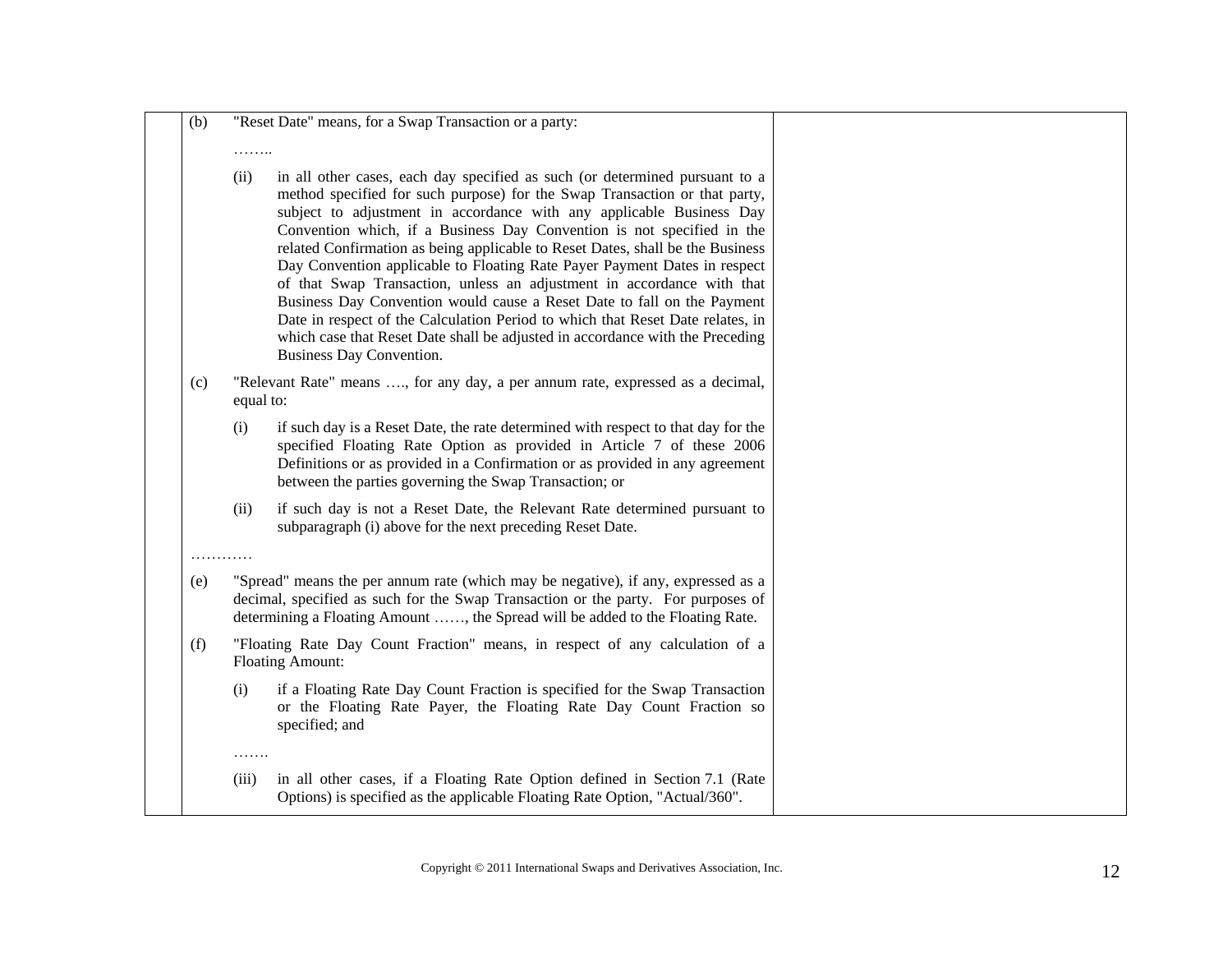(b) "Reset Date" means, for a Swap Transaction or a party:

……..

(ii) in all other cases, each day specified as such (or determined pursuant to a method specified for such purpose) for the Swap Transaction or that party, subject to adjustment in accordance with any applicable Business Day Convention which, if a Business Day Convention is not specified in the related Confirmation as being applicable to Reset Dates, shall be the Business Day Convention applicable to Floating Rate Payer Payment Dates in respect of that Swap Transaction, unless an adjustment in accordance with that Business Day Convention would cause a Reset Date to fall on the Payment Date in respect of the Calculation Period to which that Reset Date relates, in which case that Reset Date shall be adjusted in accordance with the Preceding Business Day Convention.

(c) "Relevant Rate" means …., for any day, a per annum rate, expressed as a decimal, equal to:

(i) if such day is a Reset Date, the rate determined with respect to that day for the specified Floating Rate Option as provided in Article 7 of these 2006 Definitions or as provided in a Confirmation or as provided in any agreement between the parties governing the Swap Transaction; or

(ii) if such day is not a Reset Date, the Relevant Rate determined pursuant to subparagraph (i) above for the next preceding Reset Date.

…………

(e) "Spread" means the per annum rate (which may be negative), if any, expressed as a decimal, specified as such for the Swap Transaction or the party. For purposes of determining a Floating Amount ……, the Spread will be added to the Floating Rate.

(f) "Floating Rate Day Count Fraction" means, in respect of any calculation of a Floating Amount:

(i) if a Floating Rate Day Count Fraction is specified for the Swap Transaction or the Floating Rate Payer, the Floating Rate Day Count Fraction so specified; and

…….

(iii) in all other cases, if a Floating Rate Option defined in Section 7.1 (Rate Options) is specified as the applicable Floating Rate Option, "Actual/360".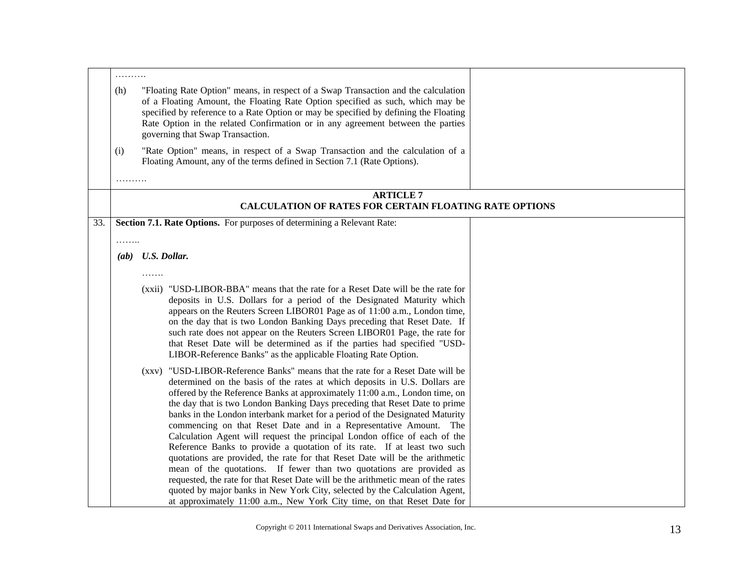| | | |
|---|---|---|
| | ……….<br><br>(h) "Floating Rate Option" means, in respect of a Swap Transaction and the calculation of a Floating Amount, the Floating Rate Option specified as such, which may be specified by reference to a Rate Option or may be specified by defining the Floating Rate Option in the related Confirmation or in any agreement between the parties governing that Swap Transaction.<br><br>(i) "Rate Option" means, in respect of a Swap Transaction and the calculation of a Floating Amount, any of the terms defined in Section 7.1 (Rate Options).<br><br>………. | |
| | **ARTICLE 7**<br>**CALCULATION OF RATES FOR CERTAIN FLOATING RATE OPTIONS** | |
| 33. | **Section 7.1. Rate Options.** For purposes of determining a Relevant Rate:<br><br>……..<br><br>***(ab) U.S. Dollar.***<br><br>…….<br><br>(xxii) "USD-LIBOR-BBA" means that the rate for a Reset Date will be the rate for deposits in U.S. Dollars for a period of the Designated Maturity which appears on the Reuters Screen LIBOR01 Page as of 11:00 a.m., London time, on the day that is two London Banking Days preceding that Reset Date. If such rate does not appear on the Reuters Screen LIBOR01 Page, the rate for that Reset Date will be determined as if the parties had specified "USD-LIBOR-Reference Banks" as the applicable Floating Rate Option.<br><br>(xxv) "USD-LIBOR-Reference Banks" means that the rate for a Reset Date will be determined on the basis of the rates at which deposits in U.S. Dollars are offered by the Reference Banks at approximately 11:00 a.m., London time, on the day that is two London Banking Days preceding that Reset Date to prime banks in the London interbank market for a period of the Designated Maturity commencing on that Reset Date and in a Representative Amount. The Calculation Agent will request the principal London office of each of the Reference Banks to provide a quotation of its rate. If at least two such quotations are provided, the rate for that Reset Date will be the arithmetic mean of the quotations. If fewer than two quotations are provided as requested, the rate for that Reset Date will be the arithmetic mean of the rates quoted by major banks in New York City, selected by the Calculation Agent, at approximately 11:00 a.m., New York City time, on that Reset Date for | |

Copyright © 2011 International Swaps and Derivatives Association, Inc.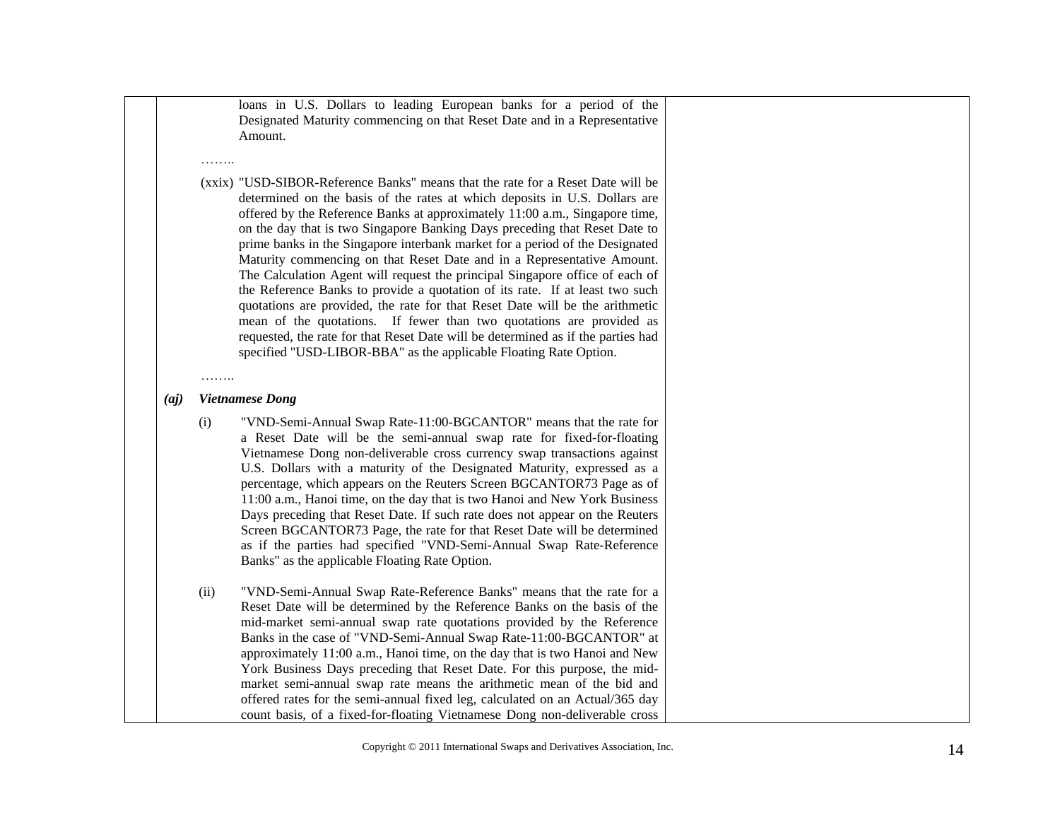loans in U.S. Dollars to leading European banks for a period of the Designated Maturity commencing on that Reset Date and in a Representative Amount.

……..

(xxix) "USD-SIBOR-Reference Banks" means that the rate for a Reset Date will be determined on the basis of the rates at which deposits in U.S. Dollars are offered by the Reference Banks at approximately 11:00 a.m., Singapore time, on the day that is two Singapore Banking Days preceding that Reset Date to prime banks in the Singapore interbank market for a period of the Designated Maturity commencing on that Reset Date and in a Representative Amount. The Calculation Agent will request the principal Singapore office of each of the Reference Banks to provide a quotation of its rate. If at least two such quotations are provided, the rate for that Reset Date will be the arithmetic mean of the quotations. If fewer than two quotations are provided as requested, the rate for that Reset Date will be determined as if the parties had specified "USD-LIBOR-BBA" as the applicable Floating Rate Option.

……..

***(aj) Vietnamese Dong***

(i) "VND-Semi-Annual Swap Rate-11:00-BGCANTOR" means that the rate for a Reset Date will be the semi-annual swap rate for fixed-for-floating Vietnamese Dong non-deliverable cross currency swap transactions against U.S. Dollars with a maturity of the Designated Maturity, expressed as a percentage, which appears on the Reuters Screen BGCANTOR73 Page as of 11:00 a.m., Hanoi time, on the day that is two Hanoi and New York Business Days preceding that Reset Date. If such rate does not appear on the Reuters Screen BGCANTOR73 Page, the rate for that Reset Date will be determined as if the parties had specified "VND-Semi-Annual Swap Rate-Reference Banks" as the applicable Floating Rate Option.

(ii) "VND-Semi-Annual Swap Rate-Reference Banks" means that the rate for a Reset Date will be determined by the Reference Banks on the basis of the mid-market semi-annual swap rate quotations provided by the Reference Banks in the case of "VND-Semi-Annual Swap Rate-11:00-BGCANTOR" at approximately 11:00 a.m., Hanoi time, on the day that is two Hanoi and New York Business Days preceding that Reset Date. For this purpose, the mid-market semi-annual swap rate means the arithmetic mean of the bid and offered rates for the semi-annual fixed leg, calculated on an Actual/365 day count basis, of a fixed-for-floating Vietnamese Dong non-deliverable cross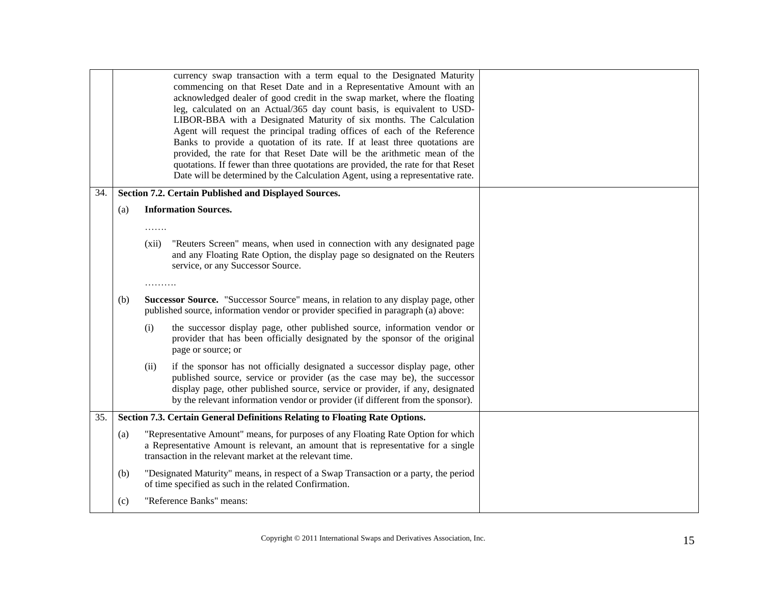| | | |
|---|---|---|
| | currency swap transaction with a term equal to the Designated Maturity commencing on that Reset Date and in a Representative Amount with an acknowledged dealer of good credit in the swap market, where the floating leg, calculated on an Actual/365 day count basis, is equivalent to USD-LIBOR-BBA with a Designated Maturity of six months. The Calculation Agent will request the principal trading offices of each of the Reference Banks to provide a quotation of its rate. If at least three quotations are provided, the rate for that Reset Date will be the arithmetic mean of the quotations. If fewer than three quotations are provided, the rate for that Reset Date will be determined by the Calculation Agent, using a representative rate. | |
| 34. | **Section 7.2. Certain Published and Displayed Sources.**<br><br>(a) **Information Sources.**<br><br>…….<br><br>(xii) "Reuters Screen" means, when used in connection with any designated page and any Floating Rate Option, the display page so designated on the Reuters service, or any Successor Source.<br><br>……….<br><br>(b) **Successor Source.** "Successor Source" means, in relation to any display page, other published source, information vendor or provider specified in paragraph (a) above:<br><br>(i) the successor display page, other published source, information vendor or provider that has been officially designated by the sponsor of the original page or source; or<br><br>(ii) if the sponsor has not officially designated a successor display page, other published source, service or provider (as the case may be), the successor display page, other published source, service or provider, if any, designated by the relevant information vendor or provider (if different from the sponsor). | |
| 35. | **Section 7.3. Certain General Definitions Relating to Floating Rate Options.**<br><br>(a) "Representative Amount" means, for purposes of any Floating Rate Option for which a Representative Amount is relevant, an amount that is representative for a single transaction in the relevant market at the relevant time.<br><br>(b) "Designated Maturity" means, in respect of a Swap Transaction or a party, the period of time specified as such in the related Confirmation.<br><br>(c) "Reference Banks" means: | |

Copyright © 2011 International Swaps and Derivatives Association, Inc.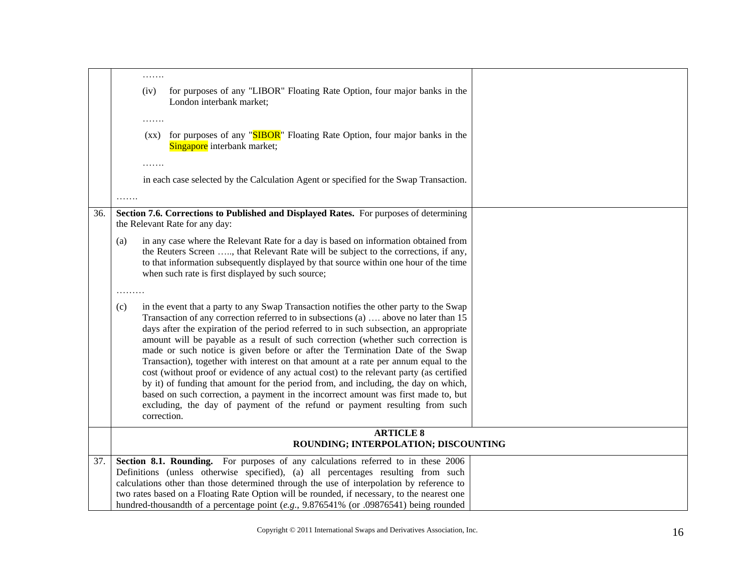| | | |
|---|---|---|
| | ……. <br><br> (iv) for purposes of any "LIBOR" Floating Rate Option, four major banks in the London interbank market; <br><br> ……. <br><br> (xx) for purposes of any "SIBOR" Floating Rate Option, four major banks in the Singapore interbank market; <br><br> ……. <br><br> in each case selected by the Calculation Agent or specified for the Swap Transaction. <br><br> ……. | |
| 36. | **Section 7.6. Corrections to Published and Displayed Rates.** For purposes of determining the Relevant Rate for any day: <br><br> (a) in any case where the Relevant Rate for a day is based on information obtained from the Reuters Screen ….., that Relevant Rate will be subject to the corrections, if any, to that information subsequently displayed by that source within one hour of the time when such rate is first displayed by such source; <br><br> ……… <br><br> (c) in the event that a party to any Swap Transaction notifies the other party to the Swap Transaction of any correction referred to in subsections (a) …. above no later than 15 days after the expiration of the period referred to in such subsection, an appropriate amount will be payable as a result of such correction (whether such correction is made or such notice is given before or after the Termination Date of the Swap Transaction), together with interest on that amount at a rate per annum equal to the cost (without proof or evidence of any actual cost) to the relevant party (as certified by it) of funding that amount for the period from, and including, the day on which, based on such correction, a payment in the incorrect amount was first made to, but excluding, the day of payment of the refund or payment resulting from such correction. | |
| | **ARTICLE 8** <br> **ROUNDING; INTERPOLATION; DISCOUNTING** | |
| 37. | **Section 8.1. Rounding.** For purposes of any calculations referred to in these 2006 Definitions (unless otherwise specified), (a) all percentages resulting from such calculations other than those determined through the use of interpolation by reference to two rates based on a Floating Rate Option will be rounded, if necessary, to the nearest one hundred-thousandth of a percentage point (*e.g.*, 9.876541% (or .09876541) being rounded | |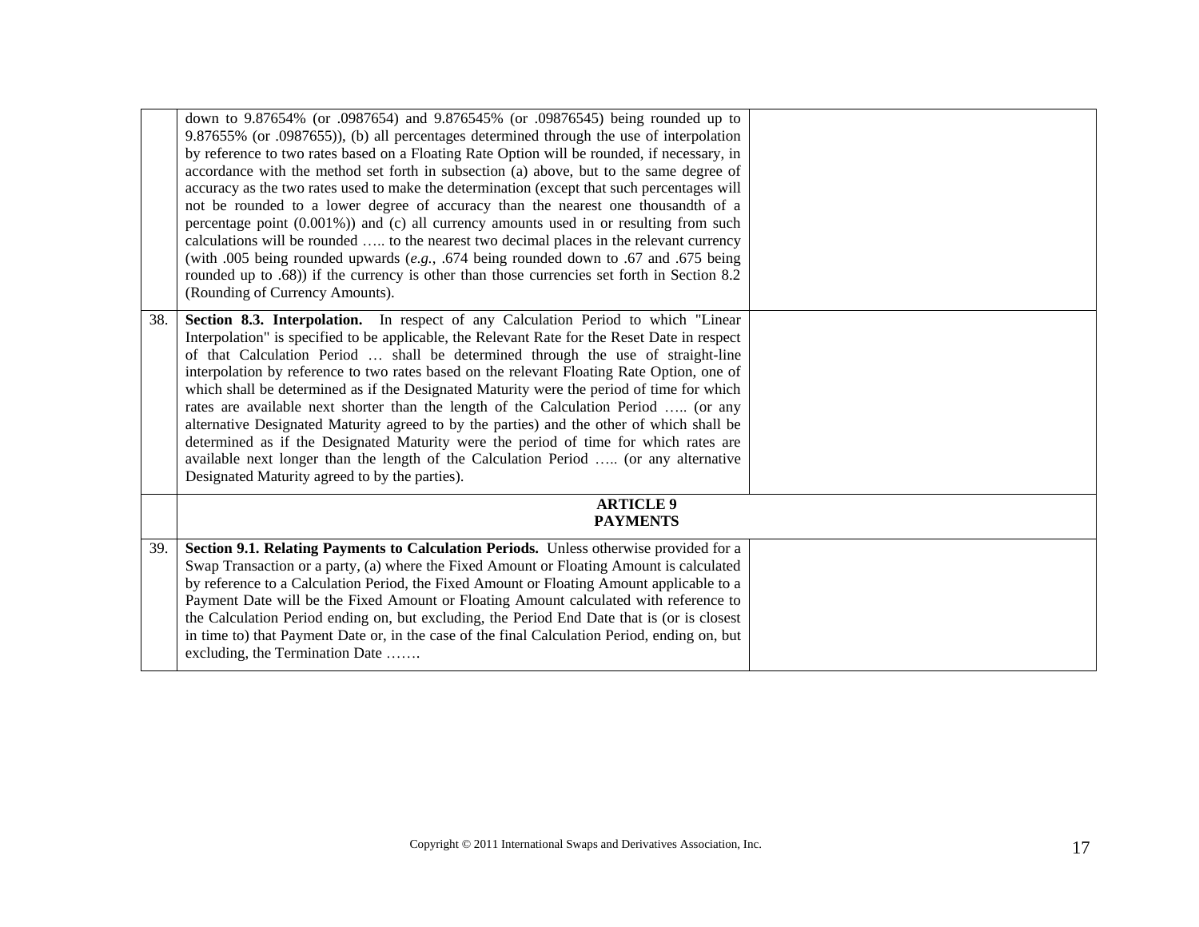| | | |
|---|---|---|
| | down to 9.87654% (or .0987654) and 9.876545% (or .09876545) being rounded up to 9.87655% (or .0987655)), (b) all percentages determined through the use of interpolation by reference to two rates based on a Floating Rate Option will be rounded, if necessary, in accordance with the method set forth in subsection (a) above, but to the same degree of accuracy as the two rates used to make the determination (except that such percentages will not be rounded to a lower degree of accuracy than the nearest one thousandth of a percentage point (0.001%)) and (c) all currency amounts used in or resulting from such calculations will be rounded ….. to the nearest two decimal places in the relevant currency (with .005 being rounded upwards (*e.g.*, .674 being rounded down to .67 and .675 being rounded up to .68)) if the currency is other than those currencies set forth in Section 8.2 (Rounding of Currency Amounts). | |
| 38. | **Section 8.3. Interpolation.** In respect of any Calculation Period to which "Linear Interpolation" is specified to be applicable, the Relevant Rate for the Reset Date in respect of that Calculation Period … shall be determined through the use of straight-line interpolation by reference to two rates based on the relevant Floating Rate Option, one of which shall be determined as if the Designated Maturity were the period of time for which rates are available next shorter than the length of the Calculation Period ….. (or any alternative Designated Maturity agreed to by the parties) and the other of which shall be determined as if the Designated Maturity were the period of time for which rates are available next longer than the length of the Calculation Period ….. (or any alternative Designated Maturity agreed to by the parties). | |
| | **ARTICLE 9** **PAYMENTS** | |
| 39. | **Section 9.1. Relating Payments to Calculation Periods.** Unless otherwise provided for a Swap Transaction or a party, (a) where the Fixed Amount or Floating Amount is calculated by reference to a Calculation Period, the Fixed Amount or Floating Amount applicable to a Payment Date will be the Fixed Amount or Floating Amount calculated with reference to the Calculation Period ending on, but excluding, the Period End Date that is (or is closest in time to) that Payment Date or, in the case of the final Calculation Period, ending on, but excluding, the Termination Date ……. | |

Copyright © 2011 International Swaps and Derivatives Association, Inc.